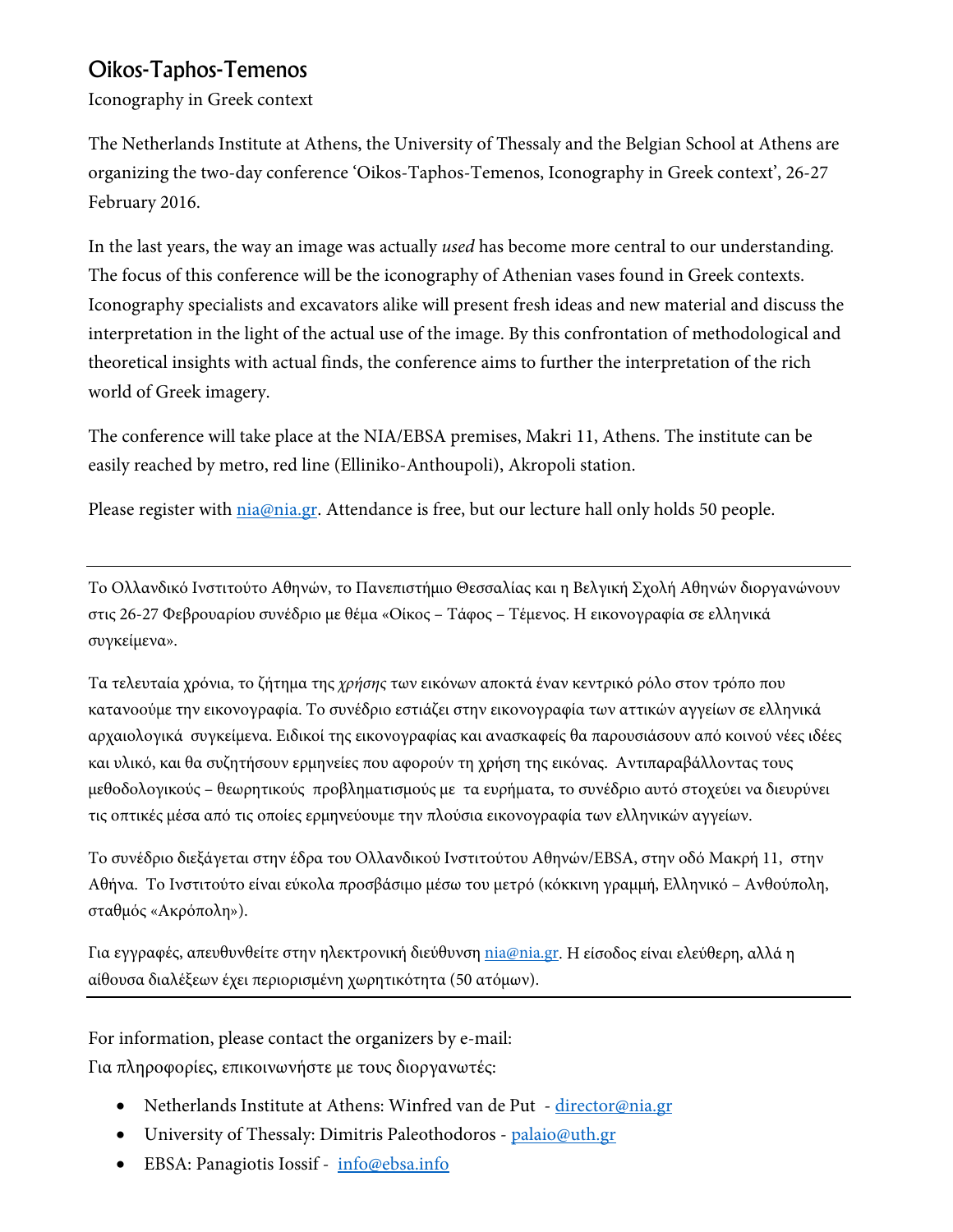# Oikos-Taphos-Temenos

Iconography in Greek context

The Netherlands Institute at Athens, the University of Thessaly and the Belgian School at Athens are organizing the two-day conference 'Oikos-Taphos-Temenos, Iconography in Greek context', 26-27 February 2016.

In the last years, the way an image was actually *used* has become more central to our understanding. The focus of this conference will be the iconography of Athenian vases found in Greek contexts. Iconography specialists and excavators alike will present fresh ideas and new material and discuss the interpretation in the light of the actual use of the image. By this confrontation of methodological and theoretical insights with actual finds, the conference aims to further the interpretation of the rich world of Greek imagery.

The conference will take place at the NIA/EBSA premises, Makri 11, Athens. The institute can be easily reached by metro, red line (Elliniko-Anthoupoli), Akropoli station.

Please register with nia@nia.gr. Attendance is free, but our lecture hall only holds 50 people.

---

Το Ολλανδικό Ινστιτούτο Αθηνών, το Πανεπιστήμιο Θεσσαλίας και η Βελγική Σχολή Αθηνών διοργανώνουν στις 26-27 Φεβρουαρίου συνέδριο με θέμα «Οίκος – Τάφος – Τέμενος. Η εικονογραφία σε ελληνικά συγκείμενα».

Τα τελευταία χρόνια, το ζήτημα της *χρήσης* των εικόνων αποκτά έναν κεντρικό ρόλο στον τρόπο που κατανοούμε την εικονογραφία. Το συνέδριο εστιάζει στην εικονογραφία των αττικών αγγείων σε ελληνικά αρχαιολογικά συγκείμενα. Ειδικοί της εικονογραφίας και ανασκαφείς θα παρουσιάσουν από κοινού νέες ιδέες και υλικό, και θα συζητήσουν ερμηνείες που αφορούν τη χρήση της εικόνας. Αντιπαραβάλλοντας τους μεθοδολογικούς – θεωρητικούς προβληματισμούς με τα ευρήματα, το συνέδριο αυτό στοχεύει να διευρύνει τις οπτικές μέσα από τις οποίες ερμηνεύουμε την πλούσια εικονογραφία των ελληνικών αγγείων.

Το συνέδριο διεξάγεται στην έδρα του Ολλανδικού Ινστιτούτου Αθηνών/EBSA, στην οδό Μακρή 11, στην Αθήνα. Το Ινστιτούτο είναι εύκολα προσβάσιμο μέσω του μετρό (κόκκινη γραμμή, Ελληνικό – Ανθούπολη, σταθμός «Ακρόπολη»).

Για εγγραφές, απευθυνθείτε στην ηλεκτρονική διεύθυνση nia@nia.gr. Η είσοδος είναι ελεύθερη, αλλά η αίθουσα διαλέξεων έχει περιορισμένη χωρητικότητα (50 ατόμων).

---

For information, please contact the organizers by e-mail:
Για πληροφορίες, επικοινωνήστε με τους διοργανωτές:

- Netherlands Institute at Athens: Winfred van de Put - director@nia.gr
- University of Thessaly: Dimitris Paleothodoros - palaio@uth.gr
- EBSA: Panagiotis Iossif - info@ebsa.info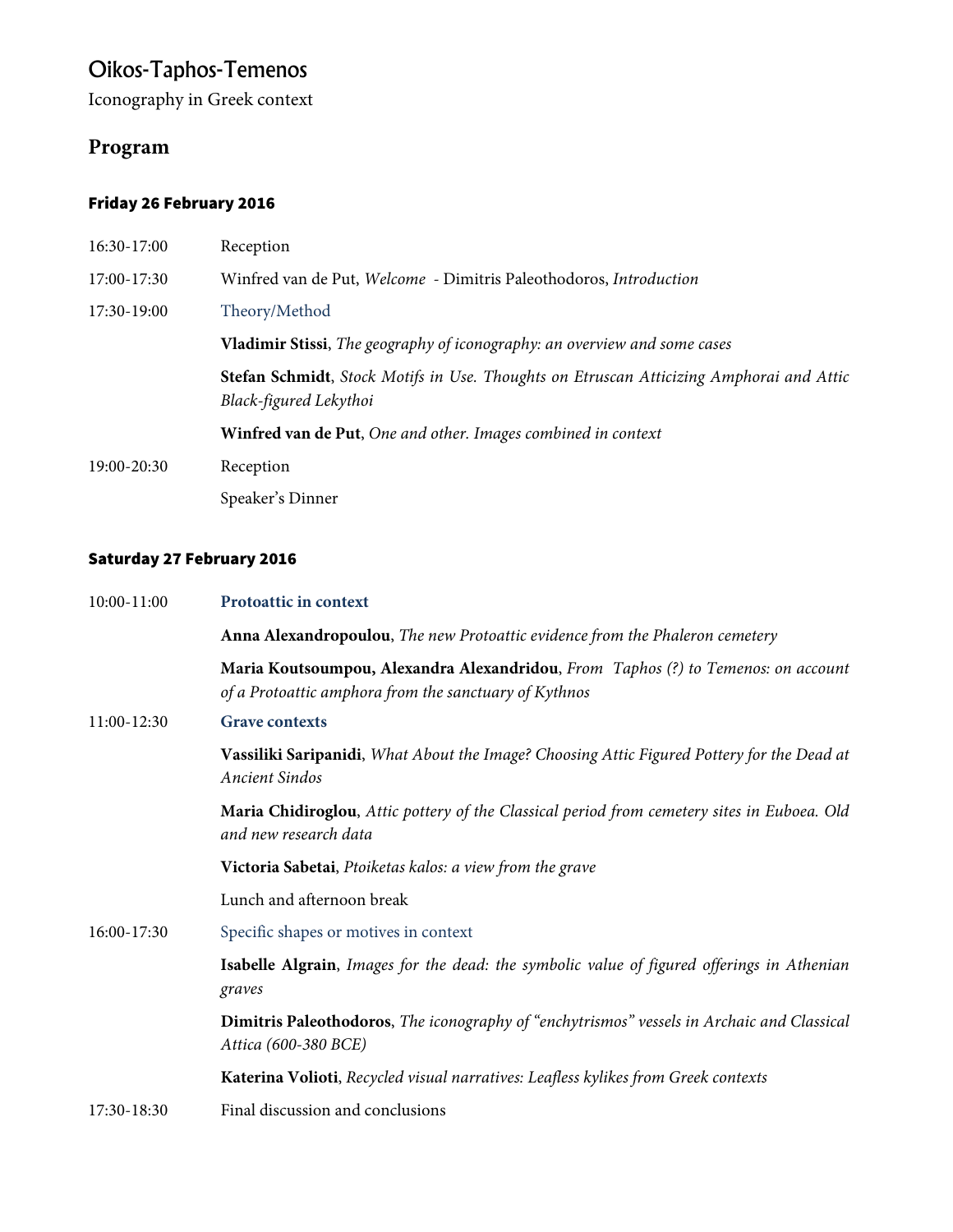# Oikos-Taphos-Temenos

Iconography in Greek context

## Program

### Friday 26 February 2016

| | |
|---|---|
| 16:30-17:00 | Reception |
| 17:00-17:30 | Winfred van de Put, *Welcome* - Dimitris Paleothodoros, *Introduction* |
| 17:30-19:00 | Theory/Method |
| | **Vladimir Stissi**, *The geography of iconography: an overview and some cases* |
| | **Stefan Schmidt**, *Stock Motifs in Use. Thoughts on Etruscan Atticizing Amphorai and Attic Black-figured Lekythoi* |
| | **Winfred van de Put**, *One and other. Images combined in context* |
| 19:00-20:30 | Reception |
| | Speaker's Dinner |

### Saturday 27 February 2016

| | |
|---|---|
| 10:00-11:00 | **Protoattic in context** |
| | **Anna Alexandropoulou**, *The new Protoattic evidence from the Phaleron cemetery* |
| | **Maria Koutsoumpou, Alexandra Alexandridou**, *From Taphos (?) to Temenos: on account of a Protoattic amphora from the sanctuary of Kythnos* |
| 11:00-12:30 | **Grave contexts** |
| | **Vassiliki Saripanidi**, *What About the Image? Choosing Attic Figured Pottery for the Dead at Ancient Sindos* |
| | **Maria Chidiroglou**, *Attic pottery of the Classical period from cemetery sites in Euboea. Old and new research data* |
| | **Victoria Sabetai**, *Ptoiketas kalos: a view from the grave* |
| | Lunch and afternoon break |
| 16:00-17:30 | Specific shapes or motives in context |
| | **Isabelle Algrain**, *Images for the dead: the symbolic value of figured offerings in Athenian graves* |
| | **Dimitris Paleothodoros**, *The iconography of "enchytrismos" vessels in Archaic and Classical Attica (600-380 BCE)* |
| | **Katerina Volioti**, *Recycled visual narratives: Leafless kylikes from Greek contexts* |
| 17:30-18:30 | Final discussion and conclusions |